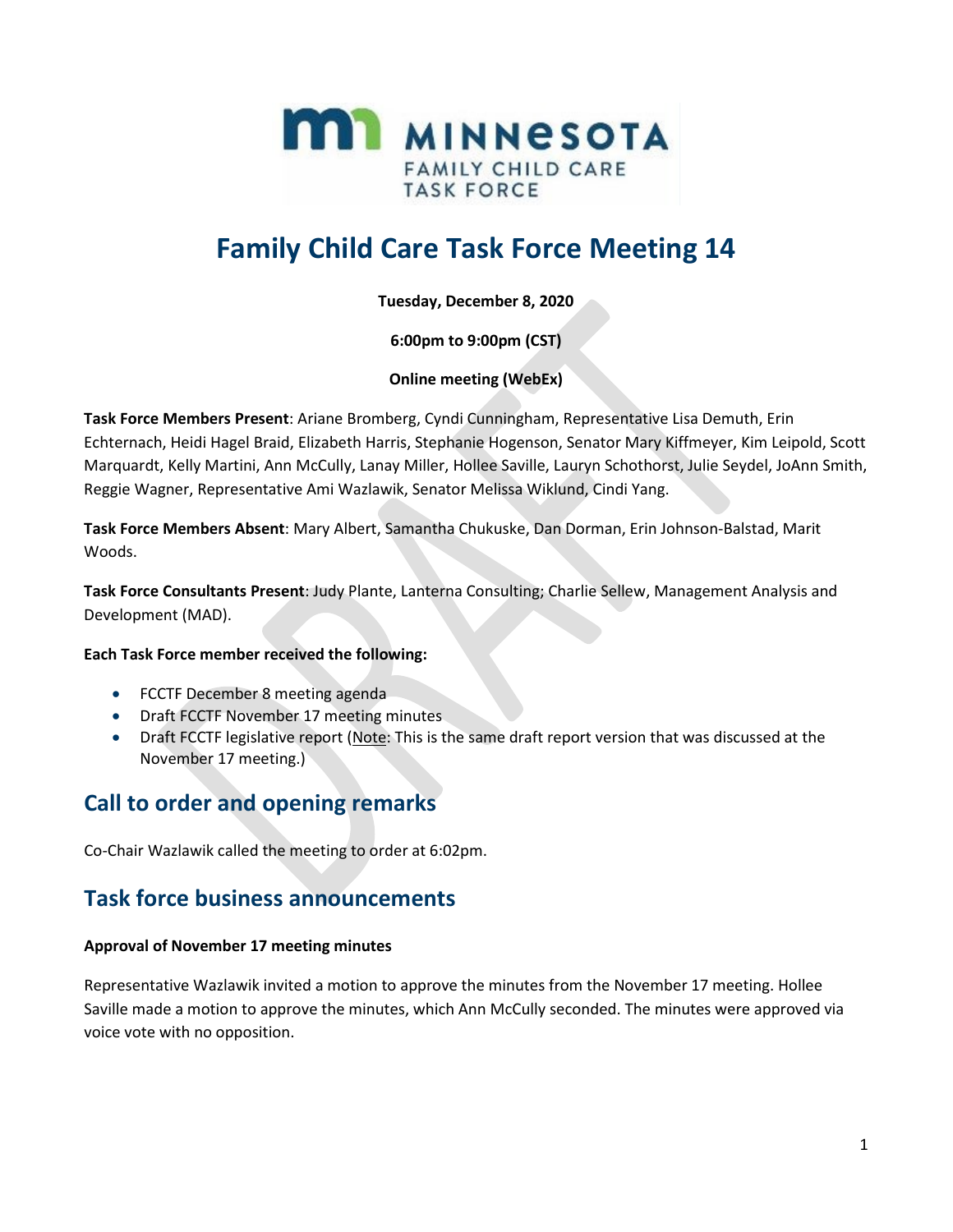# Family Child Care Task Force Meeting 14

**Tuesday, December 8, 2020**

**6:00pm to 9:00pm (CST)**

**Online meeting (WebEx)**

**Task Force Members Present**: Ariane Bromberg, Cyndi Cunningham, Representative Lisa Demuth, Erin Echternach, Heidi Hagel Braid, Elizabeth Harris, Stephanie Hogenson, Senator Mary Kiffmeyer, Kim Leipold, Scott Marquardt, Kelly Martini, Ann McCully, Lanay Miller, Hollee Saville, Lauryn Schothorst, Julie Seydel, JoAnn Smith, Reggie Wagner, Representative Ami Wazlawik, Senator Melissa Wiklund, Cindi Yang.

**Task Force Members Absent**: Mary Albert, Samantha Chukuske, Dan Dorman, Erin Johnson-Balstad, Marit Woods.

**Task Force Consultants Present**: Judy Plante, Lanterna Consulting; Charlie Sellew, Management Analysis and Development (MAD).

**Each Task Force member received the following:**

- FCCTF December 8 meeting agenda
- Draft FCCTF November 17 meeting minutes
- Draft FCCTF legislative report (Note: This is the same draft report version that was discussed at the November 17 meeting.)

## Call to order and opening remarks

Co-Chair Wazlawik called the meeting to order at 6:02pm.

## Task force business announcements

**Approval of November 17 meeting minutes**

Representative Wazlawik invited a motion to approve the minutes from the November 17 meeting. Hollee Saville made a motion to approve the minutes, which Ann McCully seconded. The minutes were approved via voice vote with no opposition.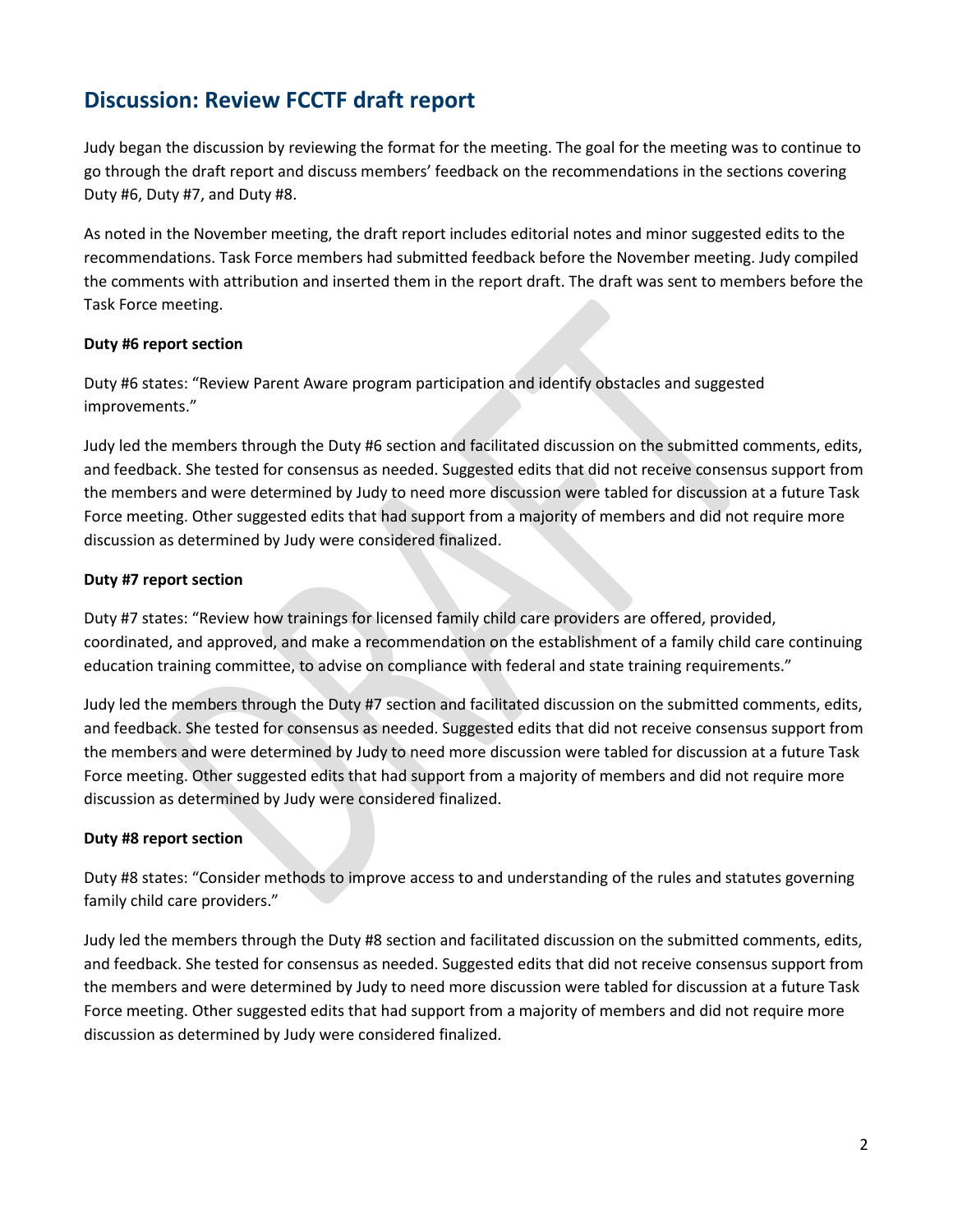## Discussion: Review FCCTF draft report

Judy began the discussion by reviewing the format for the meeting. The goal for the meeting was to continue to go through the draft report and discuss members' feedback on the recommendations in the sections covering Duty #6, Duty #7, and Duty #8.

As noted in the November meeting, the draft report includes editorial notes and minor suggested edits to the recommendations. Task Force members had submitted feedback before the November meeting. Judy compiled the comments with attribution and inserted them in the report draft. The draft was sent to members before the Task Force meeting.

**Duty #6 report section**

Duty #6 states: "Review Parent Aware program participation and identify obstacles and suggested improvements."

Judy led the members through the Duty #6 section and facilitated discussion on the submitted comments, edits, and feedback. She tested for consensus as needed. Suggested edits that did not receive consensus support from the members and were determined by Judy to need more discussion were tabled for discussion at a future Task Force meeting. Other suggested edits that had support from a majority of members and did not require more discussion as determined by Judy were considered finalized.

**Duty #7 report section**

Duty #7 states: "Review how trainings for licensed family child care providers are offered, provided, coordinated, and approved, and make a recommendation on the establishment of a family child care continuing education training committee, to advise on compliance with federal and state training requirements."

Judy led the members through the Duty #7 section and facilitated discussion on the submitted comments, edits, and feedback. She tested for consensus as needed. Suggested edits that did not receive consensus support from the members and were determined by Judy to need more discussion were tabled for discussion at a future Task Force meeting. Other suggested edits that had support from a majority of members and did not require more discussion as determined by Judy were considered finalized.

**Duty #8 report section**

Duty #8 states: "Consider methods to improve access to and understanding of the rules and statutes governing family child care providers."

Judy led the members through the Duty #8 section and facilitated discussion on the submitted comments, edits, and feedback. She tested for consensus as needed. Suggested edits that did not receive consensus support from the members and were determined by Judy to need more discussion were tabled for discussion at a future Task Force meeting. Other suggested edits that had support from a majority of members and did not require more discussion as determined by Judy were considered finalized.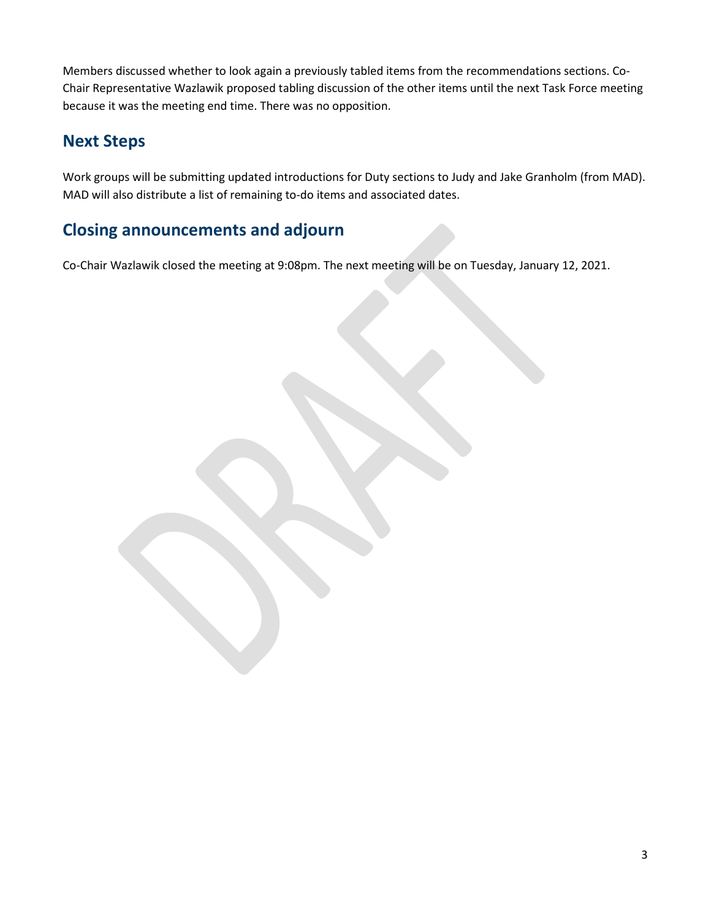Members discussed whether to look again a previously tabled items from the recommendations sections. Co-Chair Representative Wazlawik proposed tabling discussion of the other items until the next Task Force meeting because it was the meeting end time. There was no opposition.

## Next Steps

Work groups will be submitting updated introductions for Duty sections to Judy and Jake Granholm (from MAD). MAD will also distribute a list of remaining to-do items and associated dates.

## Closing announcements and adjourn

Co-Chair Wazlawik closed the meeting at 9:08pm. The next meeting will be on Tuesday, January 12, 2021.